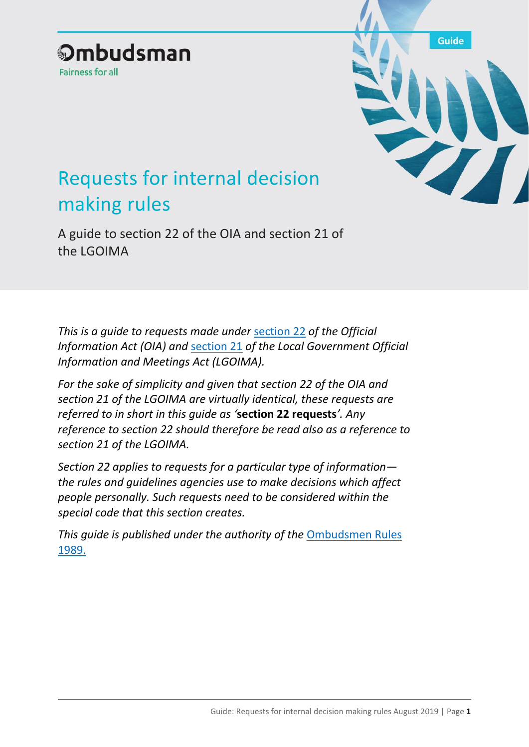Ombudsman

Fairness for all

Guide

# Requests for internal decision making rules

A guide to section 22 of the OIA and section 21 of the LGOIMA

*This is a guide to requests made under section 22 of the Official Information Act (OIA) and section 21 of the Local Government Official Information and Meetings Act (LGOIMA).*

*For the sake of simplicity and given that section 22 of the OIA and section 21 of the LGOIMA are virtually identical, these requests are referred to in short in this guide as '***section 22 requests***'. Any reference to section 22 should therefore be read also as a reference to section 21 of the LGOIMA.*

*Section 22 applies to requests for a particular type of information—the rules and guidelines agencies use to make decisions which affect people personally. Such requests need to be considered within the special code that this section creates.*

*This guide is published under the authority of the* Ombudsmen Rules 1989.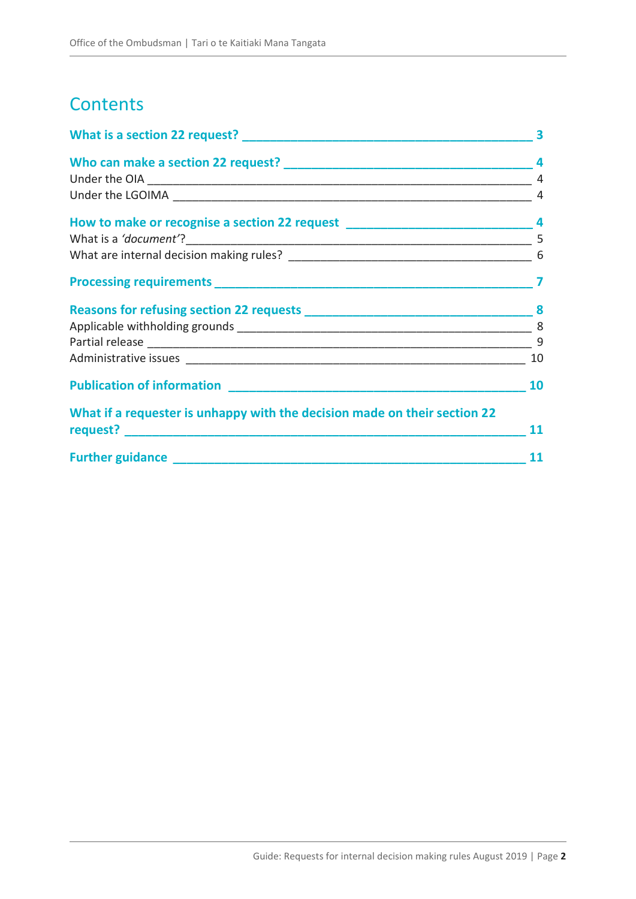# Contents

**What is a section 22 request?** 3

**Who can make a section 22 request?** 4

Under the OIA 4

Under the LGOIMA 4

**How to make or recognise a section 22 request** 4

What is a *'document'*? 5

What are internal decision making rules? 6

**Processing requirements** 7

**Reasons for refusing section 22 requests** 8

Applicable withholding grounds 8

Partial release 9

Administrative issues 10

**Publication of information** 10

**What if a requester is unhappy with the decision made on their section 22 request?** 11

**Further guidance** 11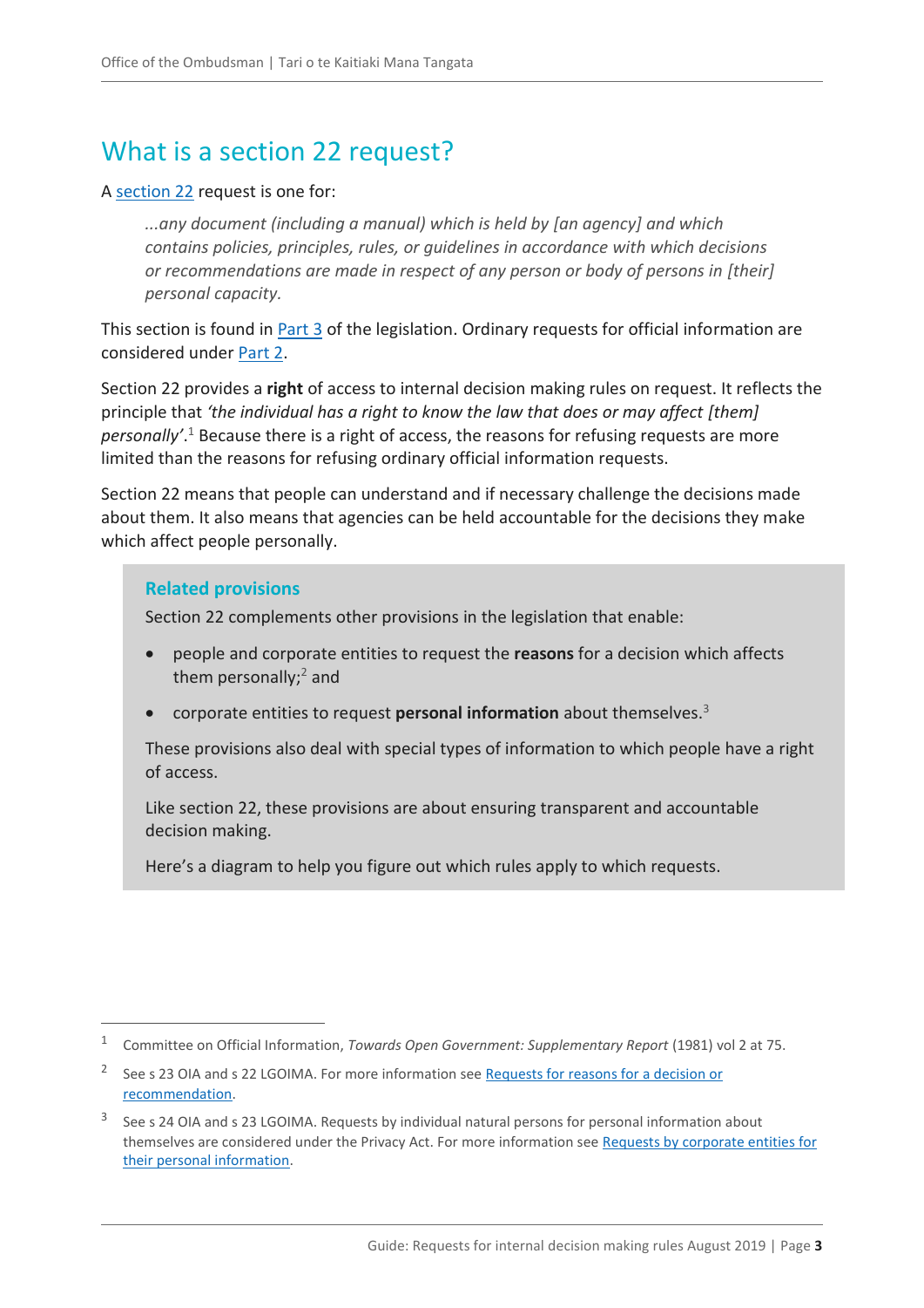## What is a section 22 request?

A section 22 request is one for:

> *...any document (including a manual) which is held by [an agency] and which contains policies, principles, rules, or guidelines in accordance with which decisions or recommendations are made in respect of any person or body of persons in [their] personal capacity.*

This section is found in Part 3 of the legislation. Ordinary requests for official information are considered under Part 2.

Section 22 provides a **right** of access to internal decision making rules on request. It reflects the principle that *'the individual has a right to know the law that does or may affect [them] personally'*.[1] Because there is a right of access, the reasons for refusing requests are more limited than the reasons for refusing ordinary official information requests.

Section 22 means that people can understand and if necessary challenge the decisions made about them. It also means that agencies can be held accountable for the decisions they make which affect people personally.

### Related provisions

Section 22 complements other provisions in the legislation that enable:

- people and corporate entities to request the **reasons** for a decision which affects them personally;[2] and
- corporate entities to request **personal information** about themselves.[3]

These provisions also deal with special types of information to which people have a right of access.

Like section 22, these provisions are about ensuring transparent and accountable decision making.

Here's a diagram to help you figure out which rules apply to which requests.

---

[1] Committee on Official Information, *Towards Open Government: Supplementary Report* (1981) vol 2 at 75.

[2] See s 23 OIA and s 22 LGOIMA. For more information see Requests for reasons for a decision or recommendation.

[3] See s 24 OIA and s 23 LGOIMA. Requests by individual natural persons for personal information about themselves are considered under the Privacy Act. For more information see Requests by corporate entities for their personal information.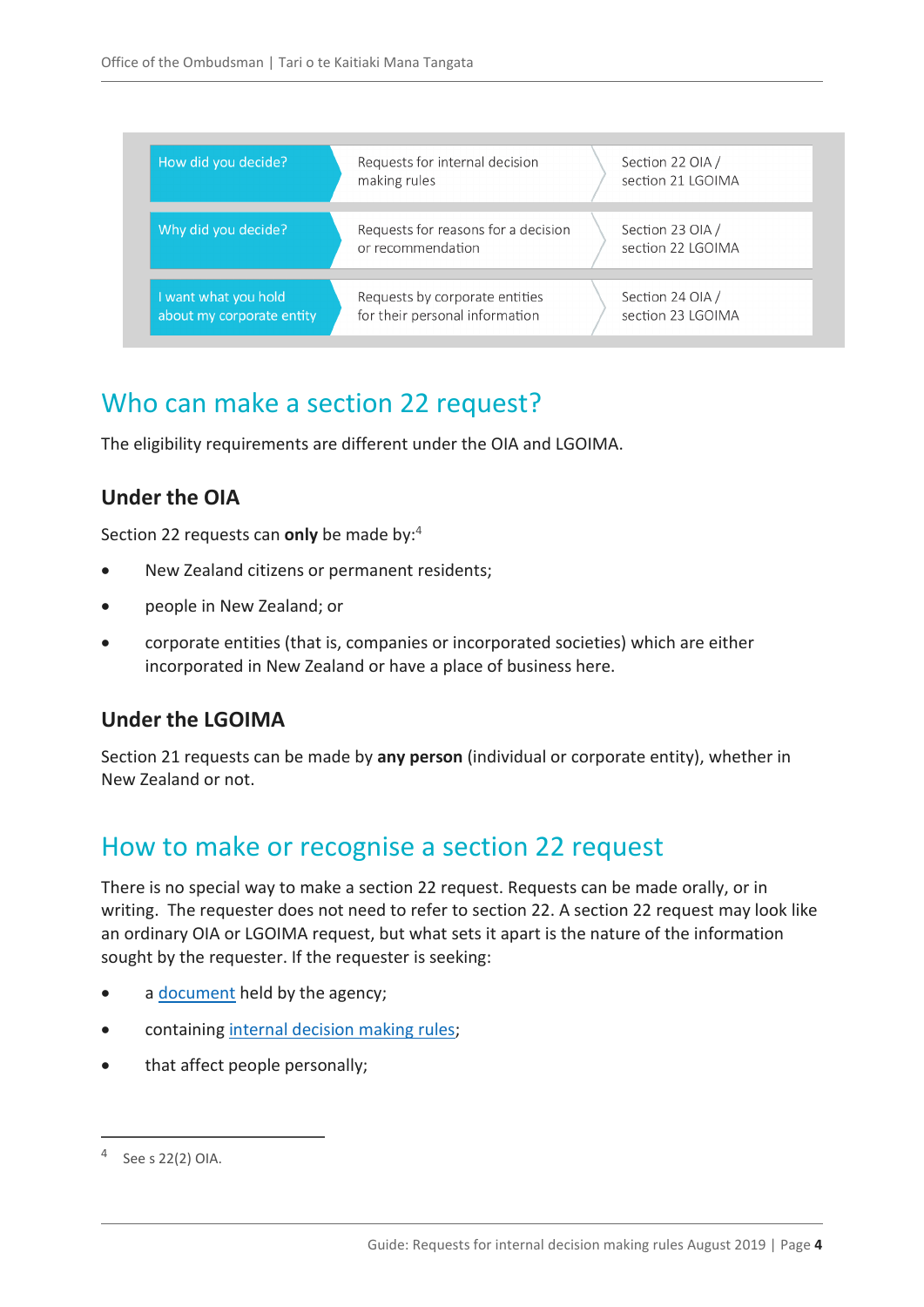| | | |
|---|---|---|
| How did you decide? | Requests for internal decision making rules | Section 22 OIA / section 21 LGOIMA |
| Why did you decide? | Requests for reasons for a decision or recommendation | Section 23 OIA / section 22 LGOIMA |
| I want what you hold about my corporate entity | Requests by corporate entities for their personal information | Section 24 OIA / section 23 LGOIMA |

## Who can make a section 22 request?

The eligibility requirements are different under the OIA and LGOIMA.

### Under the OIA

Section 22 requests can **only** be made by:[4]

- New Zealand citizens or permanent residents;
- people in New Zealand; or
- corporate entities (that is, companies or incorporated societies) which are either incorporated in New Zealand or have a place of business here.

### Under the LGOIMA

Section 21 requests can be made by **any person** (individual or corporate entity), whether in New Zealand or not.

## How to make or recognise a section 22 request

There is no special way to make a section 22 request. Requests can be made orally, or in writing. The requester does not need to refer to section 22. A section 22 request may look like an ordinary OIA or LGOIMA request, but what sets it apart is the nature of the information sought by the requester. If the requester is seeking:

- a document held by the agency;
- containing internal decision making rules;
- that affect people personally;

---

[4] See s 22(2) OIA.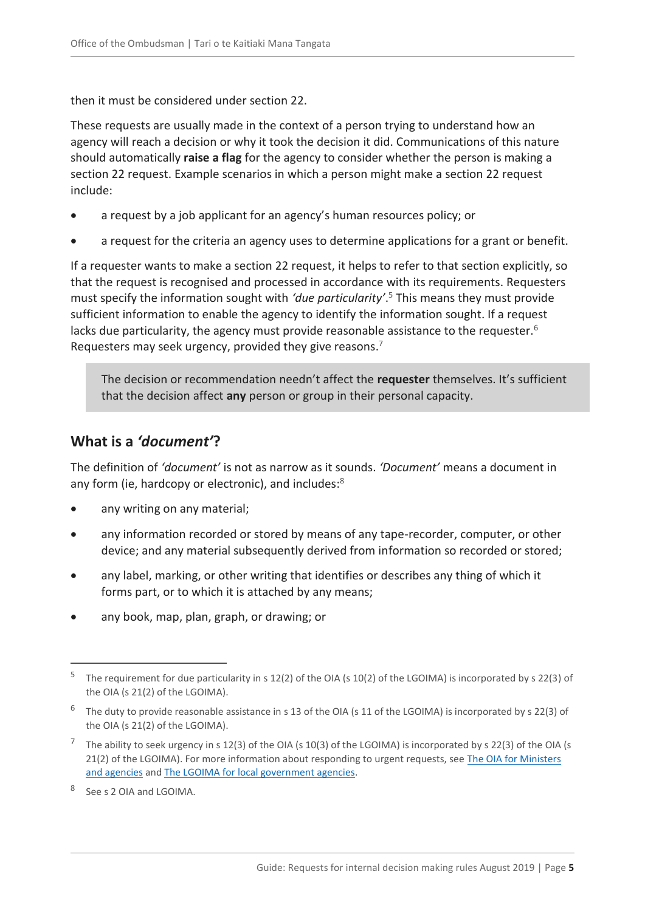then it must be considered under section 22.

These requests are usually made in the context of a person trying to understand how an agency will reach a decision or why it took the decision it did. Communications of this nature should automatically **raise a flag** for the agency to consider whether the person is making a section 22 request. Example scenarios in which a person might make a section 22 request include:

- a request by a job applicant for an agency's human resources policy; or
- a request for the criteria an agency uses to determine applications for a grant or benefit.

If a requester wants to make a section 22 request, it helps to refer to that section explicitly, so that the request is recognised and processed in accordance with its requirements. Requesters must specify the information sought with *'due particularity'*.[5] This means they must provide sufficient information to enable the agency to identify the information sought. If a request lacks due particularity, the agency must provide reasonable assistance to the requester.[6] Requesters may seek urgency, provided they give reasons.[7]

> The decision or recommendation needn't affect the **requester** themselves. It's sufficient that the decision affect **any** person or group in their personal capacity.

## What is a *'document'*?

The definition of *'document'* is not as narrow as it sounds. *'Document'* means a document in any form (ie, hardcopy or electronic), and includes:[8]

- any writing on any material;
- any information recorded or stored by means of any tape-recorder, computer, or other device; and any material subsequently derived from information so recorded or stored;
- any label, marking, or other writing that identifies or describes any thing of which it forms part, or to which it is attached by any means;
- any book, map, plan, graph, or drawing; or

---

[5] The requirement for due particularity in s 12(2) of the OIA (s 10(2) of the LGOIMA) is incorporated by s 22(3) of the OIA (s 21(2) of the LGOIMA).

[6] The duty to provide reasonable assistance in s 13 of the OIA (s 11 of the LGOIMA) is incorporated by s 22(3) of the OIA (s 21(2) of the LGOIMA).

[7] The ability to seek urgency in s 12(3) of the OIA (s 10(3) of the LGOIMA) is incorporated by s 22(3) of the OIA (s 21(2) of the LGOIMA). For more information about responding to urgent requests, see The OIA for Ministers and agencies and The LGOIMA for local government agencies.

[8] See s 2 OIA and LGOIMA.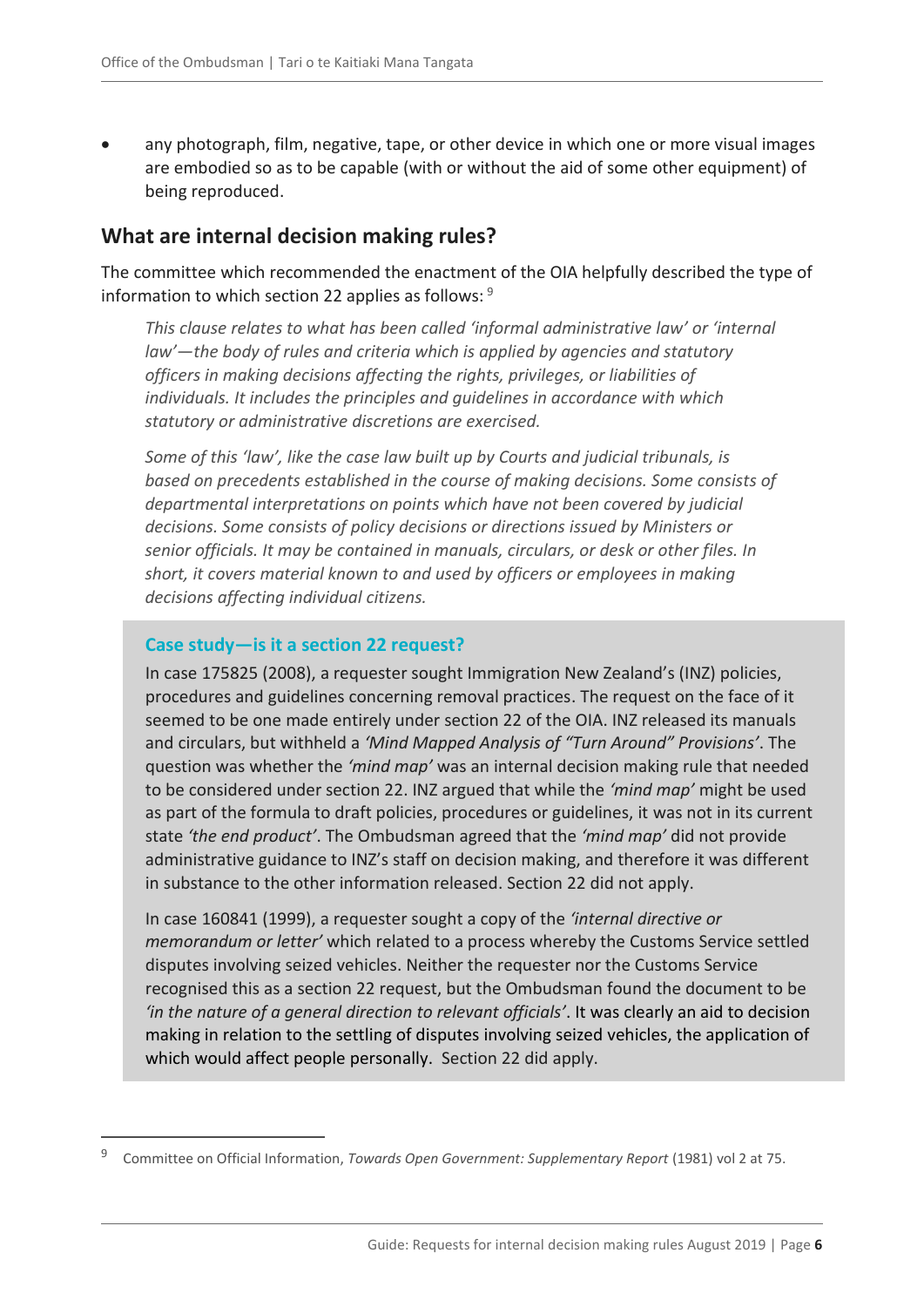- any photograph, film, negative, tape, or other device in which one or more visual images are embodied so as to be capable (with or without the aid of some other equipment) of being reproduced.

## What are internal decision making rules?

The committee which recommended the enactment of the OIA helpfully described the type of information to which section 22 applies as follows: [9]

> *This clause relates to what has been called 'informal administrative law' or 'internal law'—the body of rules and criteria which is applied by agencies and statutory officers in making decisions affecting the rights, privileges, or liabilities of individuals. It includes the principles and guidelines in accordance with which statutory or administrative discretions are exercised.*
>
> *Some of this 'law', like the case law built up by Courts and judicial tribunals, is based on precedents established in the course of making decisions. Some consists of departmental interpretations on points which have not been covered by judicial decisions. Some consists of policy decisions or directions issued by Ministers or senior officials. It may be contained in manuals, circulars, or desk or other files. In short, it covers material known to and used by officers or employees in making decisions affecting individual citizens.*

### Case study—is it a section 22 request?

In case 175825 (2008), a requester sought Immigration New Zealand's (INZ) policies, procedures and guidelines concerning removal practices. The request on the face of it seemed to be one made entirely under section 22 of the OIA. INZ released its manuals and circulars, but withheld a *'Mind Mapped Analysis of "Turn Around" Provisions'*. The question was whether the *'mind map'* was an internal decision making rule that needed to be considered under section 22. INZ argued that while the *'mind map'* might be used as part of the formula to draft policies, procedures or guidelines, it was not in its current state *'the end product'*. The Ombudsman agreed that the *'mind map'* did not provide administrative guidance to INZ's staff on decision making, and therefore it was different in substance to the other information released. Section 22 did not apply.

In case 160841 (1999), a requester sought a copy of the *'internal directive or memorandum or letter'* which related to a process whereby the Customs Service settled disputes involving seized vehicles. Neither the requester nor the Customs Service recognised this as a section 22 request, but the Ombudsman found the document to be *'in the nature of a general direction to relevant officials'*. It was clearly an aid to decision making in relation to the settling of disputes involving seized vehicles, the application of which would affect people personally. Section 22 did apply.

---

[9] Committee on Official Information, *Towards Open Government: Supplementary Report* (1981) vol 2 at 75.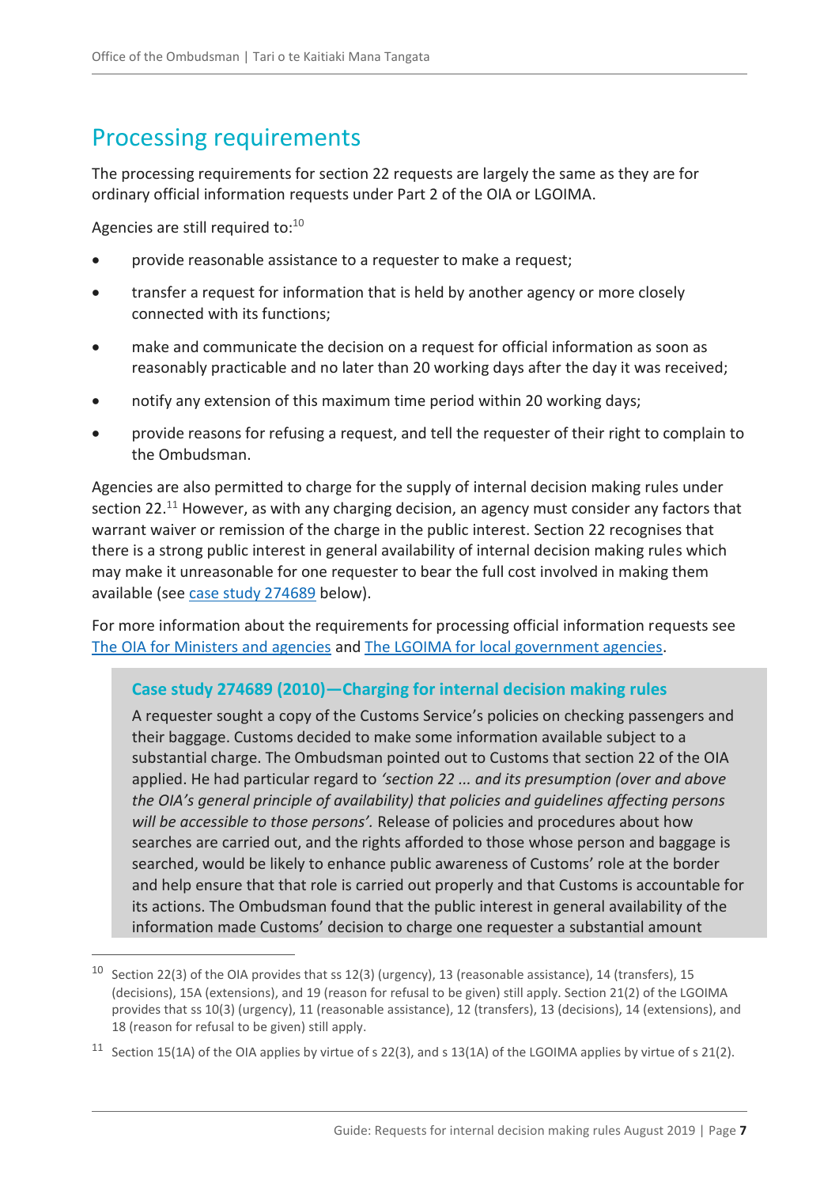## Processing requirements

The processing requirements for section 22 requests are largely the same as they are for ordinary official information requests under Part 2 of the OIA or LGOIMA.

Agencies are still required to:[10]

- provide reasonable assistance to a requester to make a request;
- transfer a request for information that is held by another agency or more closely connected with its functions;
- make and communicate the decision on a request for official information as soon as reasonably practicable and no later than 20 working days after the day it was received;
- notify any extension of this maximum time period within 20 working days;
- provide reasons for refusing a request, and tell the requester of their right to complain to the Ombudsman.

Agencies are also permitted to charge for the supply of internal decision making rules under section 22.[11] However, as with any charging decision, an agency must consider any factors that warrant waiver or remission of the charge in the public interest. Section 22 recognises that there is a strong public interest in general availability of internal decision making rules which may make it unreasonable for one requester to bear the full cost involved in making them available (see case study 274689 below).

For more information about the requirements for processing official information requests see The OIA for Ministers and agencies and The LGOIMA for local government agencies.

> **Case study 274689 (2010)—Charging for internal decision making rules**
>
> A requester sought a copy of the Customs Service's policies on checking passengers and their baggage. Customs decided to make some information available subject to a substantial charge. The Ombudsman pointed out to Customs that section 22 of the OIA applied. He had particular regard to *'section 22 ... and its presumption (over and above the OIA's general principle of availability) that policies and guidelines affecting persons will be accessible to those persons'.* Release of policies and procedures about how searches are carried out, and the rights afforded to those whose person and baggage is searched, would be likely to enhance public awareness of Customs' role at the border and help ensure that that role is carried out properly and that Customs is accountable for its actions. The Ombudsman found that the public interest in general availability of the information made Customs' decision to charge one requester a substantial amount

---

[10] Section 22(3) of the OIA provides that ss 12(3) (urgency), 13 (reasonable assistance), 14 (transfers), 15 (decisions), 15A (extensions), and 19 (reason for refusal to be given) still apply. Section 21(2) of the LGOIMA provides that ss 10(3) (urgency), 11 (reasonable assistance), 12 (transfers), 13 (decisions), 14 (extensions), and 18 (reason for refusal to be given) still apply.

[11] Section 15(1A) of the OIA applies by virtue of s 22(3), and s 13(1A) of the LGOIMA applies by virtue of s 21(2).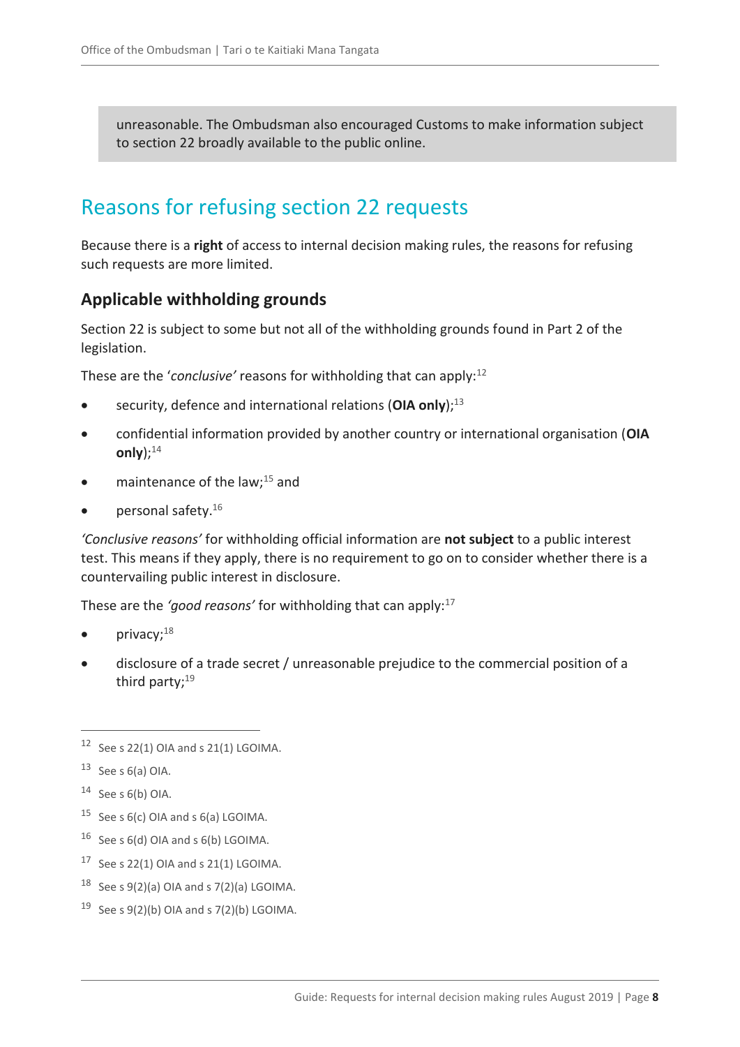unreasonable. The Ombudsman also encouraged Customs to make information subject to section 22 broadly available to the public online.

## Reasons for refusing section 22 requests

Because there is a **right** of access to internal decision making rules, the reasons for refusing such requests are more limited.

### Applicable withholding grounds

Section 22 is subject to some but not all of the withholding grounds found in Part 2 of the legislation.

These are the '*conclusive'* reasons for withholding that can apply:[12]

- security, defence and international relations (**OIA only**);[13]
- confidential information provided by another country or international organisation (**OIA only**);[14]
- maintenance of the law;[15] and
- personal safety.[16]

*'Conclusive reasons'* for withholding official information are **not subject** to a public interest test. This means if they apply, there is no requirement to go on to consider whether there is a countervailing public interest in disclosure.

These are the *'good reasons'* for withholding that can apply:[17]

- privacy;[18]
- disclosure of a trade secret / unreasonable prejudice to the commercial position of a third party;[19]

---

[12] See s 22(1) OIA and s 21(1) LGOIMA.

[13] See s 6(a) OIA.

[14] See s 6(b) OIA.

[15] See s 6(c) OIA and s 6(a) LGOIMA.

[16] See s 6(d) OIA and s 6(b) LGOIMA.

[17] See s 22(1) OIA and s 21(1) LGOIMA.

[18] See s 9(2)(a) OIA and s 7(2)(a) LGOIMA.

[19] See s 9(2)(b) OIA and s 7(2)(b) LGOIMA.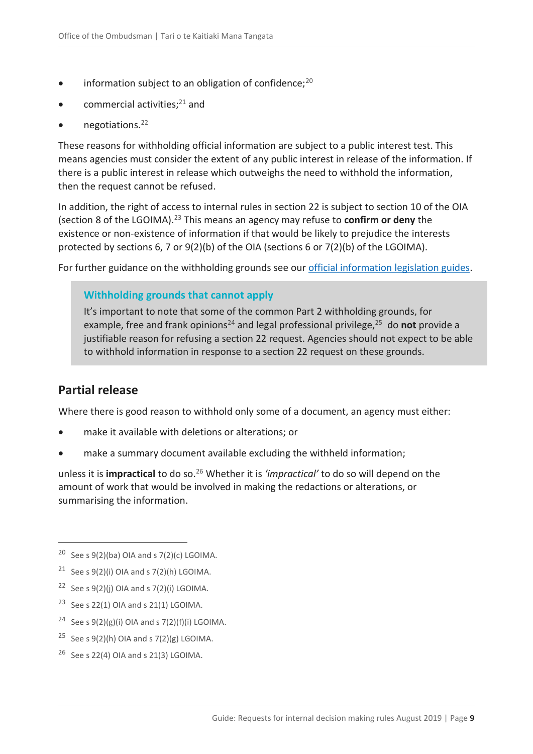- information subject to an obligation of confidence;[20]
- commercial activities;[21] and
- negotiations.[22]

These reasons for withholding official information are subject to a public interest test. This means agencies must consider the extent of any public interest in release of the information. If there is a public interest in release which outweighs the need to withhold the information, then the request cannot be refused.

In addition, the right of access to internal rules in section 22 is subject to section 10 of the OIA (section 8 of the LGOIMA).[23] This means an agency may refuse to **confirm or deny** the existence or non-existence of information if that would be likely to prejudice the interests protected by sections 6, 7 or 9(2)(b) of the OIA (sections 6 or 7(2)(b) of the LGOIMA).

For further guidance on the withholding grounds see our official information legislation guides.

> **Withholding grounds that cannot apply**
>
> It's important to note that some of the common Part 2 withholding grounds, for example, free and frank opinions[24] and legal professional privilege,[25] do **not** provide a justifiable reason for refusing a section 22 request. Agencies should not expect to be able to withhold information in response to a section 22 request on these grounds.

## Partial release

Where there is good reason to withhold only some of a document, an agency must either:

- make it available with deletions or alterations; or
- make a summary document available excluding the withheld information;

unless it is **impractical** to do so.[26] Whether it is *'impractical'* to do so will depend on the amount of work that would be involved in making the redactions or alterations, or summarising the information.

---

[20] See s 9(2)(ba) OIA and s 7(2)(c) LGOIMA.

[21] See s 9(2)(i) OIA and s 7(2)(h) LGOIMA.

[22] See s 9(2)(j) OIA and s 7(2)(i) LGOIMA.

[23] See s 22(1) OIA and s 21(1) LGOIMA.

[24] See s 9(2)(g)(i) OIA and s 7(2)(f)(i) LGOIMA.

[25] See s 9(2)(h) OIA and s 7(2)(g) LGOIMA.

[26] See s 22(4) OIA and s 21(3) LGOIMA.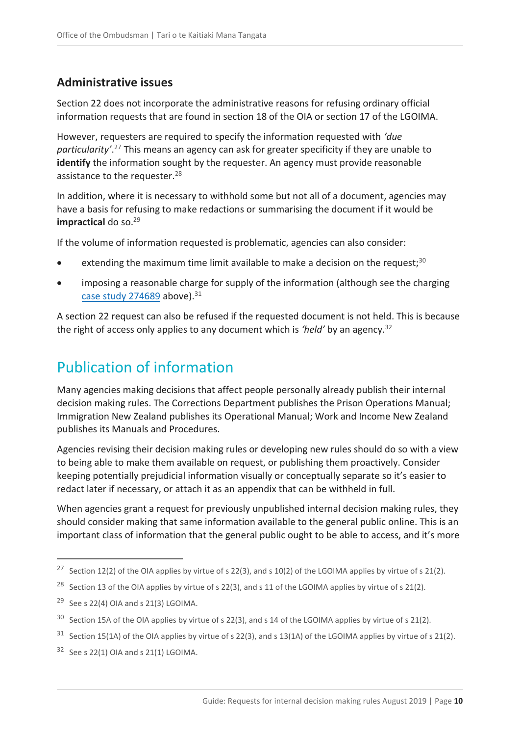## Administrative issues

Section 22 does not incorporate the administrative reasons for refusing ordinary official information requests that are found in section 18 of the OIA or section 17 of the LGOIMA.

However, requesters are required to specify the information requested with *'due particularity'*.[27] This means an agency can ask for greater specificity if they are unable to **identify** the information sought by the requester. An agency must provide reasonable assistance to the requester.[28]

In addition, where it is necessary to withhold some but not all of a document, agencies may have a basis for refusing to make redactions or summarising the document if it would be **impractical** do so.[29]

If the volume of information requested is problematic, agencies can also consider:

- extending the maximum time limit available to make a decision on the request;[30]
- imposing a reasonable charge for supply of the information (although see the charging case study 274689 above).[31]

A section 22 request can also be refused if the requested document is not held. This is because the right of access only applies to any document which is *'held'* by an agency.[32]

# Publication of information

Many agencies making decisions that affect people personally already publish their internal decision making rules. The Corrections Department publishes the Prison Operations Manual; Immigration New Zealand publishes its Operational Manual; Work and Income New Zealand publishes its Manuals and Procedures.

Agencies revising their decision making rules or developing new rules should do so with a view to being able to make them available on request, or publishing them proactively. Consider keeping potentially prejudicial information visually or conceptually separate so it's easier to redact later if necessary, or attach it as an appendix that can be withheld in full.

When agencies grant a request for previously unpublished internal decision making rules, they should consider making that same information available to the general public online. This is an important class of information that the general public ought to be able to access, and it's more

---

[27] Section 12(2) of the OIA applies by virtue of s 22(3), and s 10(2) of the LGOIMA applies by virtue of s 21(2).

[28] Section 13 of the OIA applies by virtue of s 22(3), and s 11 of the LGOIMA applies by virtue of s 21(2).

[29] See s 22(4) OIA and s 21(3) LGOIMA.

[30] Section 15A of the OIA applies by virtue of s 22(3), and s 14 of the LGOIMA applies by virtue of s 21(2).

[31] Section 15(1A) of the OIA applies by virtue of s 22(3), and s 13(1A) of the LGOIMA applies by virtue of s 21(2).

[32] See s 22(1) OIA and s 21(1) LGOIMA.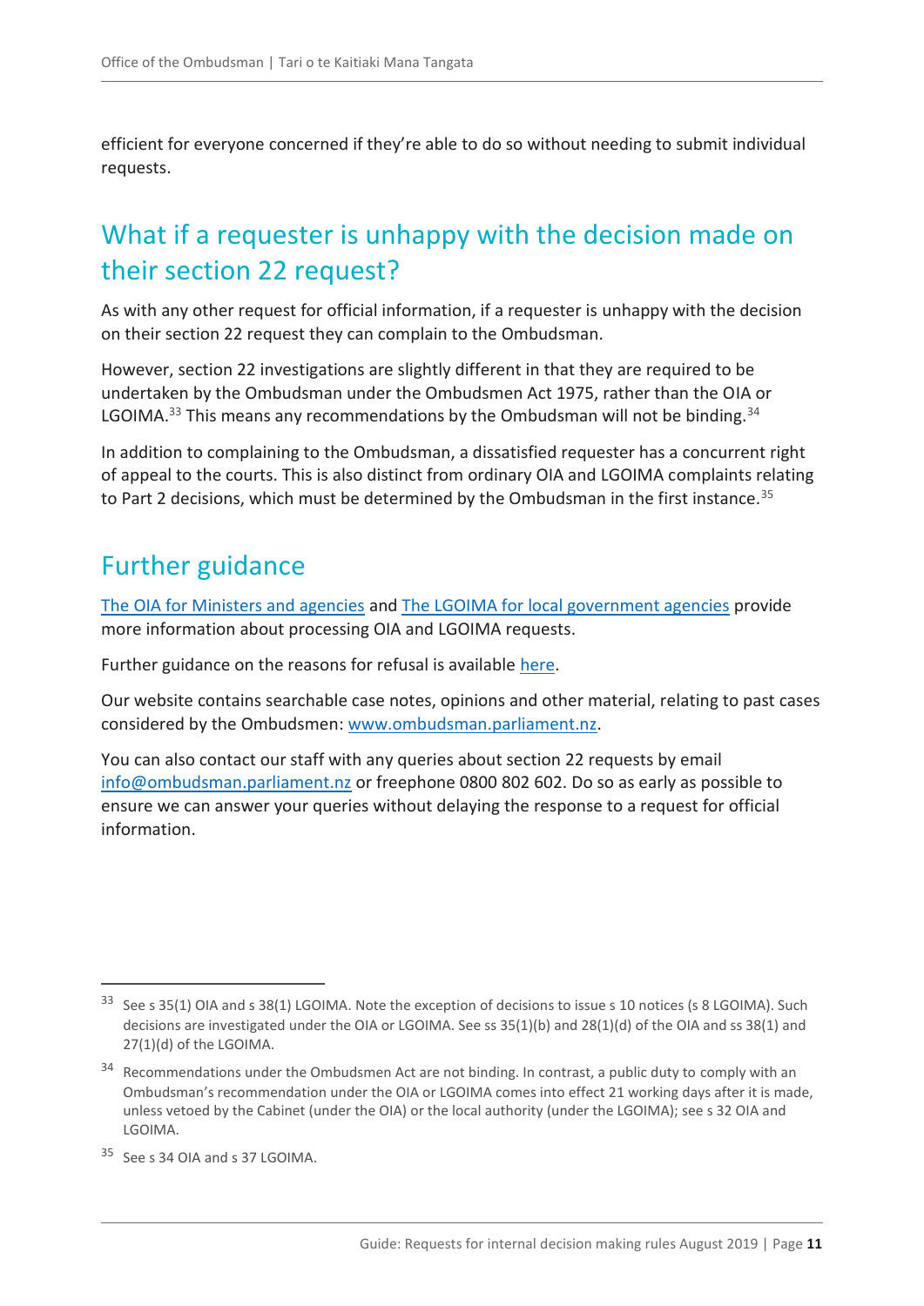efficient for everyone concerned if they're able to do so without needing to submit individual requests.

## What if a requester is unhappy with the decision made on their section 22 request?

As with any other request for official information, if a requester is unhappy with the decision on their section 22 request they can complain to the Ombudsman.

However, section 22 investigations are slightly different in that they are required to be undertaken by the Ombudsman under the Ombudsmen Act 1975, rather than the OIA or LGOIMA.[33] This means any recommendations by the Ombudsman will not be binding.[34]

In addition to complaining to the Ombudsman, a dissatisfied requester has a concurrent right of appeal to the courts. This is also distinct from ordinary OIA and LGOIMA complaints relating to Part 2 decisions, which must be determined by the Ombudsman in the first instance.[35]

## Further guidance

[The OIA for Ministers and agencies](#) and [The LGOIMA for local government agencies](#) provide more information about processing OIA and LGOIMA requests.

Further guidance on the reasons for refusal is available [here](#).

Our website contains searchable case notes, opinions and other material, relating to past cases considered by the Ombudsmen: [www.ombudsman.parliament.nz](http://www.ombudsman.parliament.nz).

You can also contact our staff with any queries about section 22 requests by email [info@ombudsman.parliament.nz](mailto:info@ombudsman.parliament.nz) or freephone 0800 802 602. Do so as early as possible to ensure we can answer your queries without delaying the response to a request for official information.

---

[33] See s 35(1) OIA and s 38(1) LGOIMA. Note the exception of decisions to issue s 10 notices (s 8 LGOIMA). Such decisions are investigated under the OIA or LGOIMA. See ss 35(1)(b) and 28(1)(d) of the OIA and ss 38(1) and 27(1)(d) of the LGOIMA.

[34] Recommendations under the Ombudsmen Act are not binding. In contrast, a public duty to comply with an Ombudsman's recommendation under the OIA or LGOIMA comes into effect 21 working days after it is made, unless vetoed by the Cabinet (under the OIA) or the local authority (under the LGOIMA); see s 32 OIA and LGOIMA.

[35] See s 34 OIA and s 37 LGOIMA.